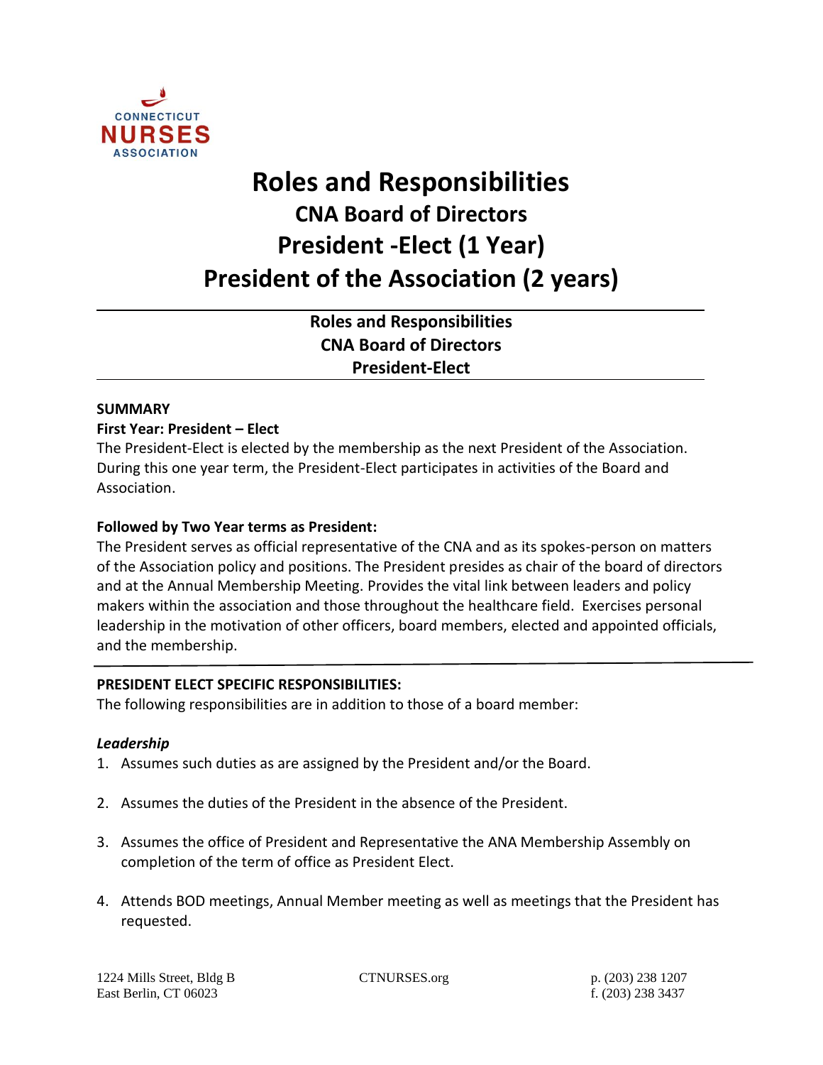CONNECTICUT
NURSES
ASSOCIATION

# Roles and Responsibilities

## CNA Board of Directors

## President -Elect (1 Year)

## President of the Association (2 years)

---

### Roles and Responsibilities
### CNA Board of Directors
### President-Elect

---

**SUMMARY**

**First Year: President – Elect**

The President-Elect is elected by the membership as the next President of the Association. During this one year term, the President-Elect participates in activities of the Board and Association.

**Followed by Two Year terms as President:**

The President serves as official representative of the CNA and as its spokes-person on matters of the Association policy and positions. The President presides as chair of the board of directors and at the Annual Membership Meeting. Provides the vital link between leaders and policy makers within the association and those throughout the healthcare field. Exercises personal leadership in the motivation of other officers, board members, elected and appointed officials, and the membership.

---

**PRESIDENT ELECT SPECIFIC RESPONSIBILITIES:**

The following responsibilities are in addition to those of a board member:

***Leadership***

1. Assumes such duties as are assigned by the President and/or the Board.

2. Assumes the duties of the President in the absence of the President.

3. Assumes the office of President and Representative the ANA Membership Assembly on completion of the term of office as President Elect.

4. Attends BOD meetings, Annual Member meeting as well as meetings that the President has requested.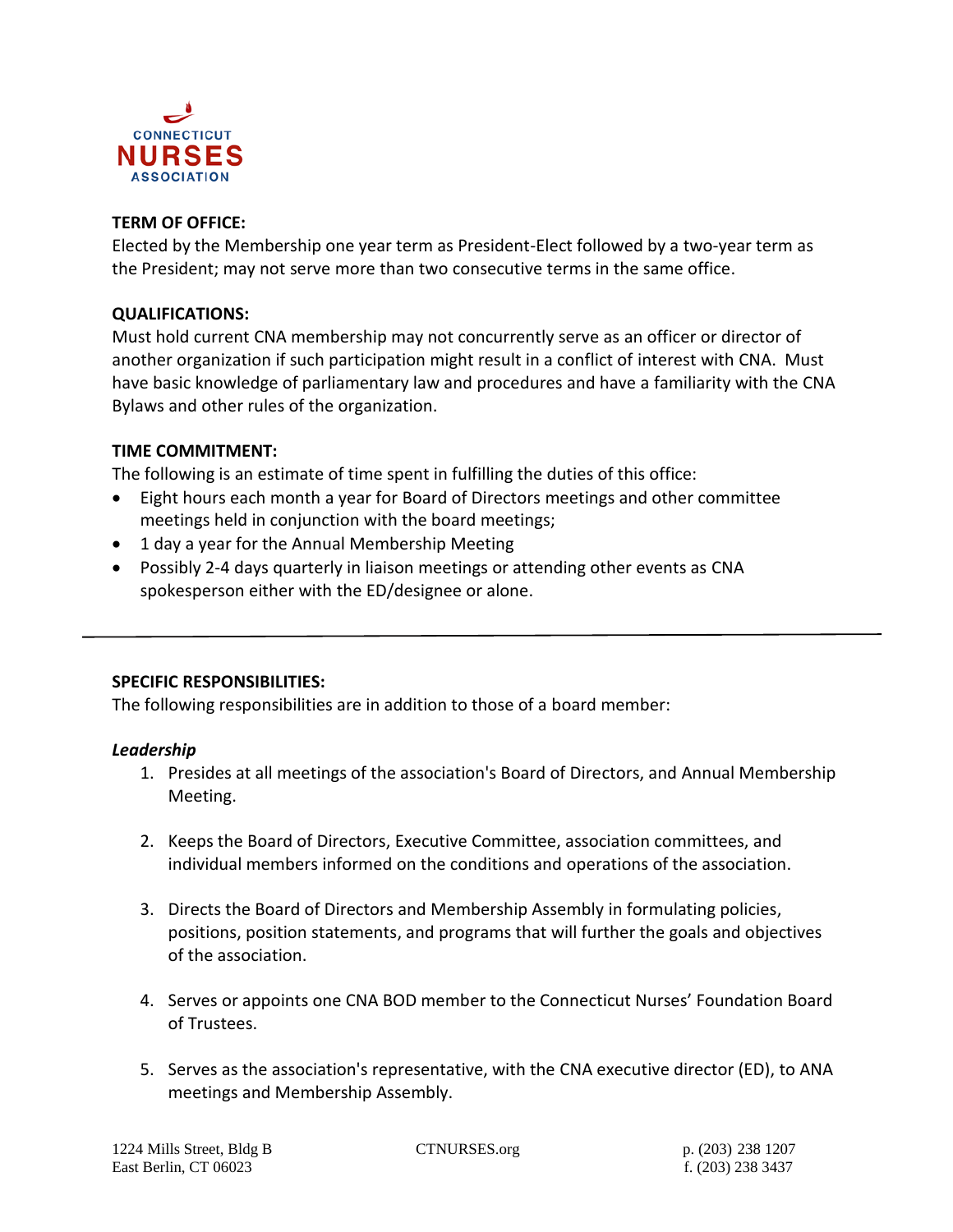**TERM OF OFFICE:**
Elected by the Membership one year term as President-Elect followed by a two-year term as the President; may not serve more than two consecutive terms in the same office.

**QUALIFICATIONS:**
Must hold current CNA membership may not concurrently serve as an officer or director of another organization if such participation might result in a conflict of interest with CNA. Must have basic knowledge of parliamentary law and procedures and have a familiarity with the CNA Bylaws and other rules of the organization.

**TIME COMMITMENT:**
The following is an estimate of time spent in fulfilling the duties of this office:

- Eight hours each month a year for Board of Directors meetings and other committee meetings held in conjunction with the board meetings;
- 1 day a year for the Annual Membership Meeting
- Possibly 2-4 days quarterly in liaison meetings or attending other events as CNA spokesperson either with the ED/designee or alone.

---

**SPECIFIC RESPONSIBILITIES:**
The following responsibilities are in addition to those of a board member:

***Leadership***

1. Presides at all meetings of the association's Board of Directors, and Annual Membership Meeting.

2. Keeps the Board of Directors, Executive Committee, association committees, and individual members informed on the conditions and operations of the association.

3. Directs the Board of Directors and Membership Assembly in formulating policies, positions, position statements, and programs that will further the goals and objectives of the association.

4. Serves or appoints one CNA BOD member to the Connecticut Nurses' Foundation Board of Trustees.

5. Serves as the association's representative, with the CNA executive director (ED), to ANA meetings and Membership Assembly.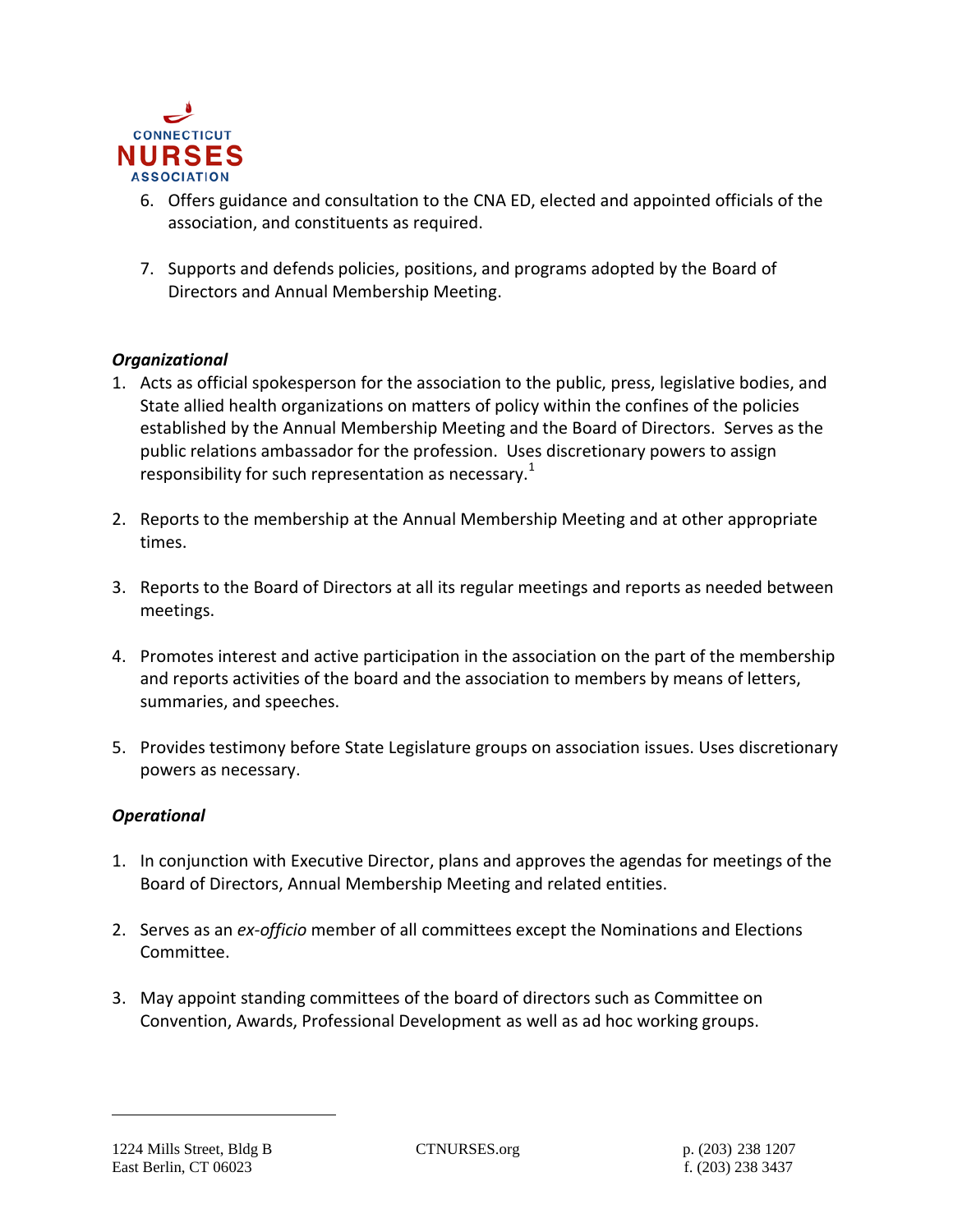6. Offers guidance and consultation to the CNA ED, elected and appointed officials of the association, and constituents as required.

7. Supports and defends policies, positions, and programs adopted by the Board of Directors and Annual Membership Meeting.

***Organizational***

1. Acts as official spokesperson for the association to the public, press, legislative bodies, and State allied health organizations on matters of policy within the confines of the policies established by the Annual Membership Meeting and the Board of Directors. Serves as the public relations ambassador for the profession. Uses discretionary powers to assign responsibility for such representation as necessary.[1]

2. Reports to the membership at the Annual Membership Meeting and at other appropriate times.

3. Reports to the Board of Directors at all its regular meetings and reports as needed between meetings.

4. Promotes interest and active participation in the association on the part of the membership and reports activities of the board and the association to members by means of letters, summaries, and speeches.

5. Provides testimony before State Legislature groups on association issues. Uses discretionary powers as necessary.

***Operational***

1. In conjunction with Executive Director, plans and approves the agendas for meetings of the Board of Directors, Annual Membership Meeting and related entities.

2. Serves as an *ex-officio* member of all committees except the Nominations and Elections Committee.

3. May appoint standing committees of the board of directors such as Committee on Convention, Awards, Professional Development as well as ad hoc working groups.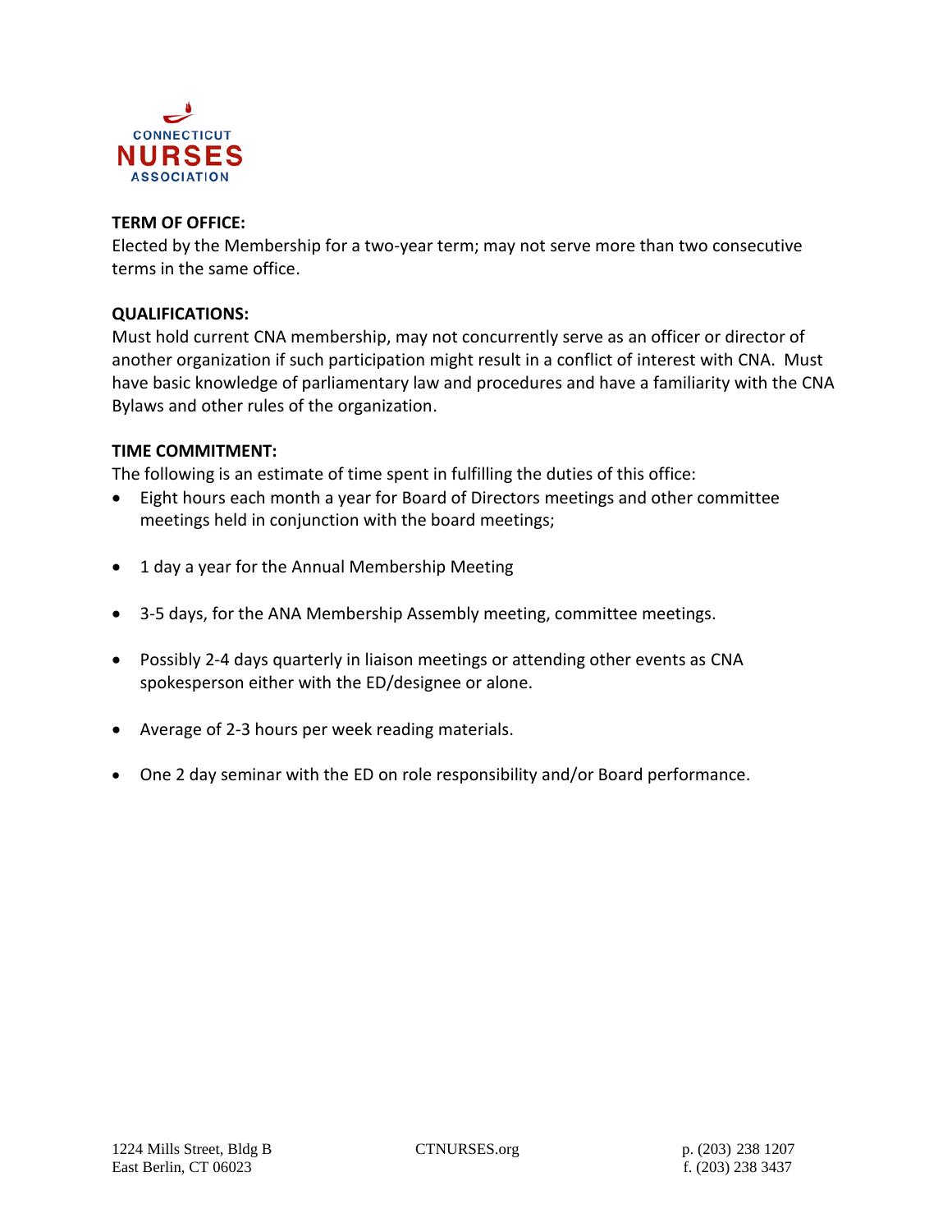**TERM OF OFFICE:**
Elected by the Membership for a two-year term; may not serve more than two consecutive terms in the same office.

**QUALIFICATIONS:**
Must hold current CNA membership, may not concurrently serve as an officer or director of another organization if such participation might result in a conflict of interest with CNA. Must have basic knowledge of parliamentary law and procedures and have a familiarity with the CNA Bylaws and other rules of the organization.

**TIME COMMITMENT:**
The following is an estimate of time spent in fulfilling the duties of this office:

- Eight hours each month a year for Board of Directors meetings and other committee meetings held in conjunction with the board meetings;
- 1 day a year for the Annual Membership Meeting
- 3-5 days, for the ANA Membership Assembly meeting, committee meetings.
- Possibly 2-4 days quarterly in liaison meetings or attending other events as CNA spokesperson either with the ED/designee or alone.
- Average of 2-3 hours per week reading materials.
- One 2 day seminar with the ED on role responsibility and/or Board performance.